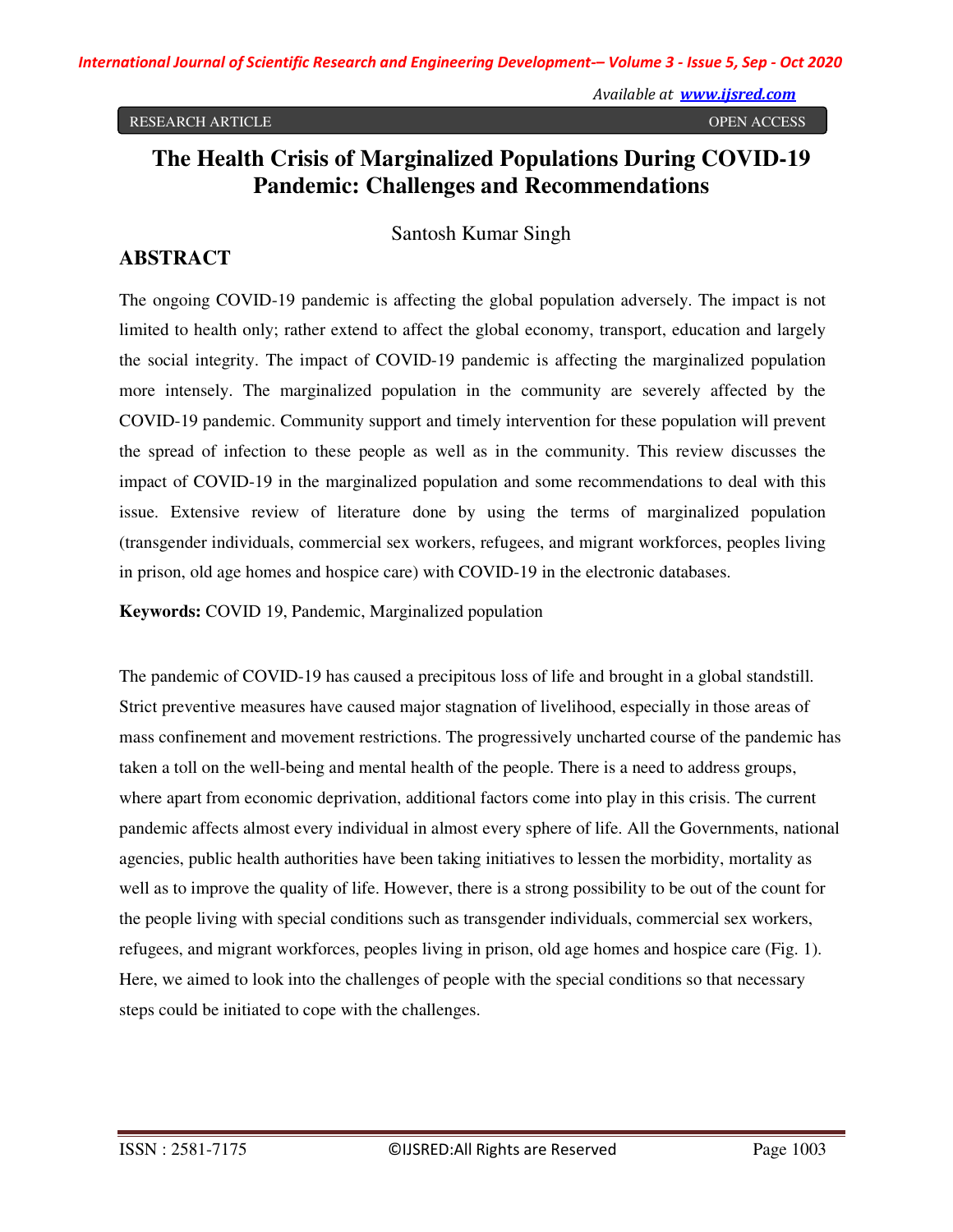RESEARCH ARTICLE OPEN ACCESS

# The Health Crisis of Marginalized Populations During COVID-19 Pandemic: Challenges and Recommendations

Santosh Kumar Singh

## ABSTRACT

The ongoing COVID-19 pandemic is affecting the global population adversely. The impact is not limited to health only; rather extend to affect the global economy, transport, education and largely the social integrity. The impact of COVID-19 pandemic is affecting the marginalized population more intensely. The marginalized population in the community are severely affected by the COVID-19 pandemic. Community support and timely intervention for these population will prevent the spread of infection to these people as well as in the community. This review discusses the impact of COVID-19 in the marginalized population and some recommendations to deal with this issue. Extensive review of literature done by using the terms of marginalized population (transgender individuals, commercial sex workers, refugees, and migrant workforces, peoples living in prison, old age homes and hospice care) with COVID-19 in the electronic databases.

**Keywords:** COVID 19, Pandemic, Marginalized population

The pandemic of COVID-19 has caused a precipitous loss of life and brought in a global standstill. Strict preventive measures have caused major stagnation of livelihood, especially in those areas of mass confinement and movement restrictions. The progressively uncharted course of the pandemic has taken a toll on the well-being and mental health of the people. There is a need to address groups, where apart from economic deprivation, additional factors come into play in this crisis. The current pandemic affects almost every individual in almost every sphere of life. All the Governments, national agencies, public health authorities have been taking initiatives to lessen the morbidity, mortality as well as to improve the quality of life. However, there is a strong possibility to be out of the count for the people living with special conditions such as transgender individuals, commercial sex workers, refugees, and migrant workforces, peoples living in prison, old age homes and hospice care (Fig. 1). Here, we aimed to look into the challenges of people with the special conditions so that necessary steps could be initiated to cope with the challenges.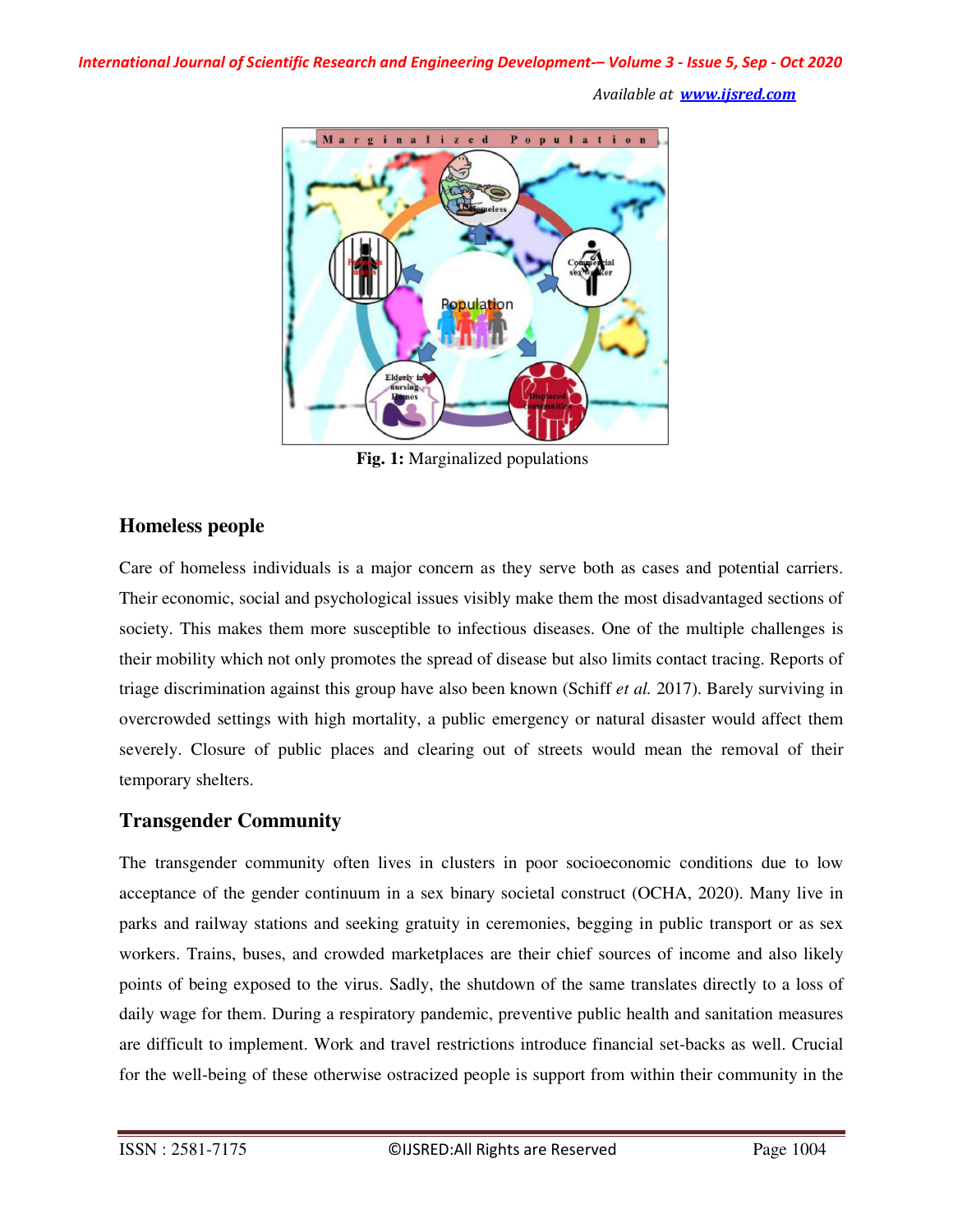Fig. 1: Marginalized populations

## Homeless people

Care of homeless individuals is a major concern as they serve both as cases and potential carriers. Their economic, social and psychological issues visibly make them the most disadvantaged sections of society. This makes them more susceptible to infectious diseases. One of the multiple challenges is their mobility which not only promotes the spread of disease but also limits contact tracing. Reports of triage discrimination against this group have also been known (Schiff *et al.* 2017). Barely surviving in overcrowded settings with high mortality, a public emergency or natural disaster would affect them severely. Closure of public places and clearing out of streets would mean the removal of their temporary shelters.

## Transgender Community

The transgender community often lives in clusters in poor socioeconomic conditions due to low acceptance of the gender continuum in a sex binary societal construct (OCHA, 2020). Many live in parks and railway stations and seeking gratuity in ceremonies, begging in public transport or as sex workers. Trains, buses, and crowded marketplaces are their chief sources of income and also likely points of being exposed to the virus. Sadly, the shutdown of the same translates directly to a loss of daily wage for them. During a respiratory pandemic, preventive public health and sanitation measures are difficult to implement. Work and travel restrictions introduce financial set-backs as well. Crucial for the well-being of these otherwise ostracized people is support from within their community in the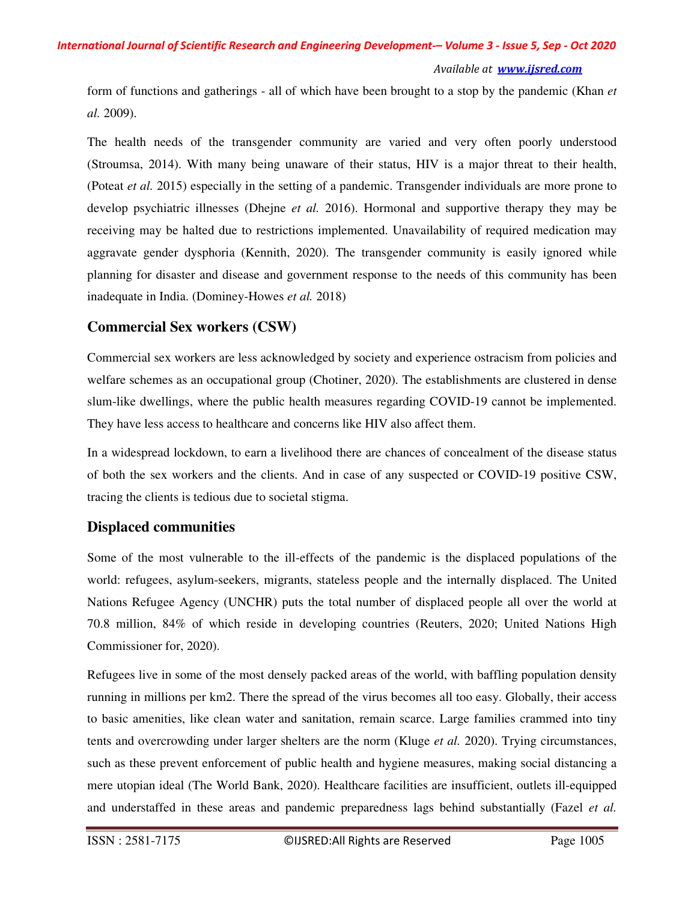form of functions and gatherings - all of which have been brought to a stop by the pandemic (Khan *et al.* 2009).

The health needs of the transgender community are varied and very often poorly understood (Stroumsa, 2014). With many being unaware of their status, HIV is a major threat to their health, (Poteat *et al.* 2015) especially in the setting of a pandemic. Transgender individuals are more prone to develop psychiatric illnesses (Dhejne *et al.* 2016). Hormonal and supportive therapy they may be receiving may be halted due to restrictions implemented. Unavailability of required medication may aggravate gender dysphoria (Kennith, 2020). The transgender community is easily ignored while planning for disaster and disease and government response to the needs of this community has been inadequate in India. (Dominey-Howes *et al.* 2018)

## Commercial Sex workers (CSW)

Commercial sex workers are less acknowledged by society and experience ostracism from policies and welfare schemes as an occupational group (Chotiner, 2020). The establishments are clustered in dense slum-like dwellings, where the public health measures regarding COVID-19 cannot be implemented. They have less access to healthcare and concerns like HIV also affect them.

In a widespread lockdown, to earn a livelihood there are chances of concealment of the disease status of both the sex workers and the clients. And in case of any suspected or COVID-19 positive CSW, tracing the clients is tedious due to societal stigma.

## Displaced communities

Some of the most vulnerable to the ill-effects of the pandemic is the displaced populations of the world: refugees, asylum-seekers, migrants, stateless people and the internally displaced. The United Nations Refugee Agency (UNCHR) puts the total number of displaced people all over the world at 70.8 million, 84% of which reside in developing countries (Reuters, 2020; United Nations High Commissioner for, 2020).

Refugees live in some of the most densely packed areas of the world, with baffling population density running in millions per km2. There the spread of the virus becomes all too easy. Globally, their access to basic amenities, like clean water and sanitation, remain scarce. Large families crammed into tiny tents and overcrowding under larger shelters are the norm (Kluge *et al.* 2020). Trying circumstances, such as these prevent enforcement of public health and hygiene measures, making social distancing a mere utopian ideal (The World Bank, 2020). Healthcare facilities are insufficient, outlets ill-equipped and understaffed in these areas and pandemic preparedness lags behind substantially (Fazel *et al.*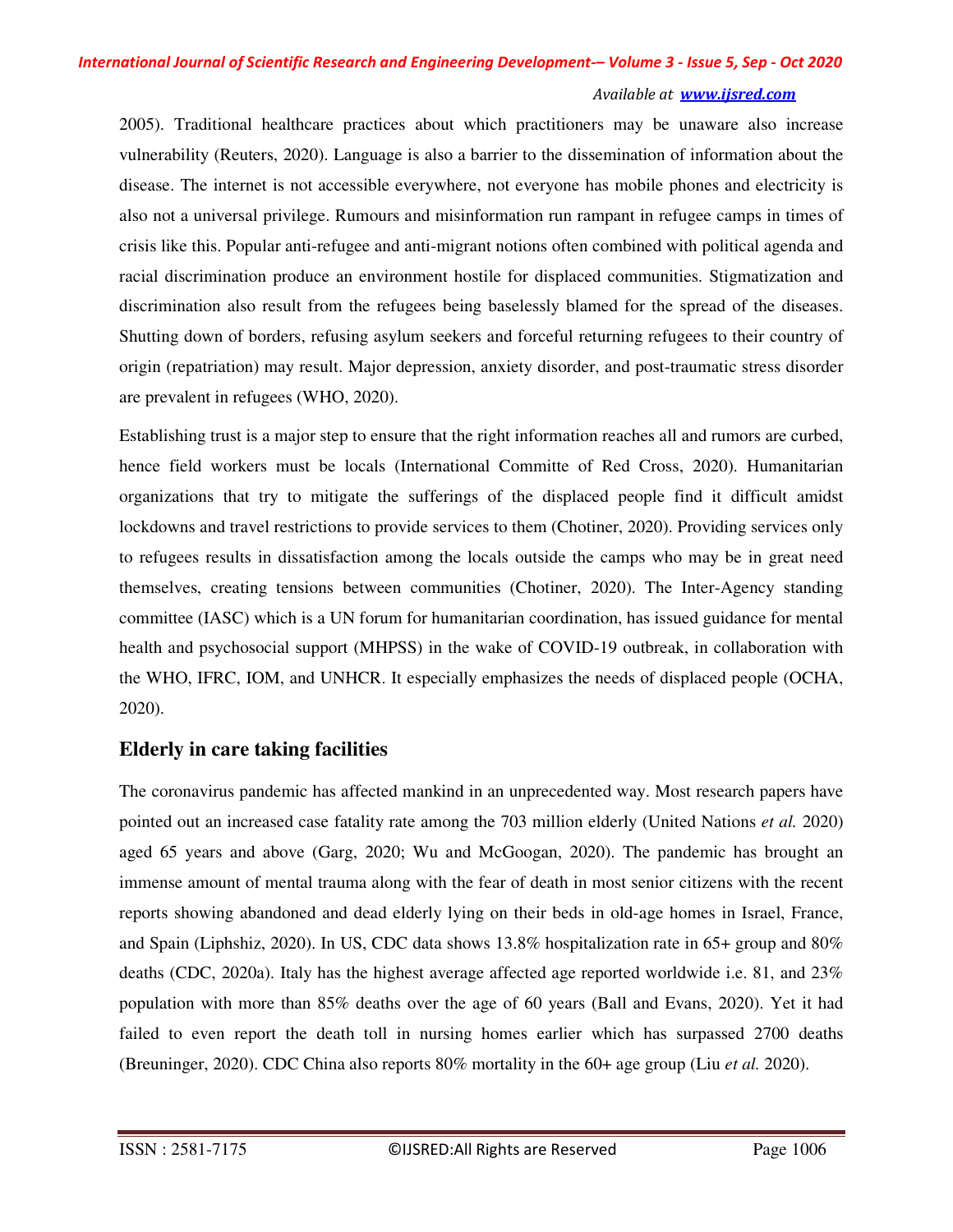2005). Traditional healthcare practices about which practitioners may be unaware also increase vulnerability (Reuters, 2020). Language is also a barrier to the dissemination of information about the disease. The internet is not accessible everywhere, not everyone has mobile phones and electricity is also not a universal privilege. Rumours and misinformation run rampant in refugee camps in times of crisis like this. Popular anti-refugee and anti-migrant notions often combined with political agenda and racial discrimination produce an environment hostile for displaced communities. Stigmatization and discrimination also result from the refugees being baselessly blamed for the spread of the diseases. Shutting down of borders, refusing asylum seekers and forceful returning refugees to their country of origin (repatriation) may result. Major depression, anxiety disorder, and post-traumatic stress disorder are prevalent in refugees (WHO, 2020).

Establishing trust is a major step to ensure that the right information reaches all and rumors are curbed, hence field workers must be locals (International Committe of Red Cross, 2020). Humanitarian organizations that try to mitigate the sufferings of the displaced people find it difficult amidst lockdowns and travel restrictions to provide services to them (Chotiner, 2020). Providing services only to refugees results in dissatisfaction among the locals outside the camps who may be in great need themselves, creating tensions between communities (Chotiner, 2020). The Inter-Agency standing committee (IASC) which is a UN forum for humanitarian coordination, has issued guidance for mental health and psychosocial support (MHPSS) in the wake of COVID-19 outbreak, in collaboration with the WHO, IFRC, IOM, and UNHCR. It especially emphasizes the needs of displaced people (OCHA, 2020).

## Elderly in care taking facilities

The coronavirus pandemic has affected mankind in an unprecedented way. Most research papers have pointed out an increased case fatality rate among the 703 million elderly (United Nations *et al.* 2020) aged 65 years and above (Garg, 2020; Wu and McGoogan, 2020). The pandemic has brought an immense amount of mental trauma along with the fear of death in most senior citizens with the recent reports showing abandoned and dead elderly lying on their beds in old-age homes in Israel, France, and Spain (Liphshiz, 2020). In US, CDC data shows 13.8% hospitalization rate in 65+ group and 80% deaths (CDC, 2020a). Italy has the highest average affected age reported worldwide i.e. 81, and 23% population with more than 85% deaths over the age of 60 years (Ball and Evans, 2020). Yet it had failed to even report the death toll in nursing homes earlier which has surpassed 2700 deaths (Breuninger, 2020). CDC China also reports 80% mortality in the 60+ age group (Liu *et al.* 2020).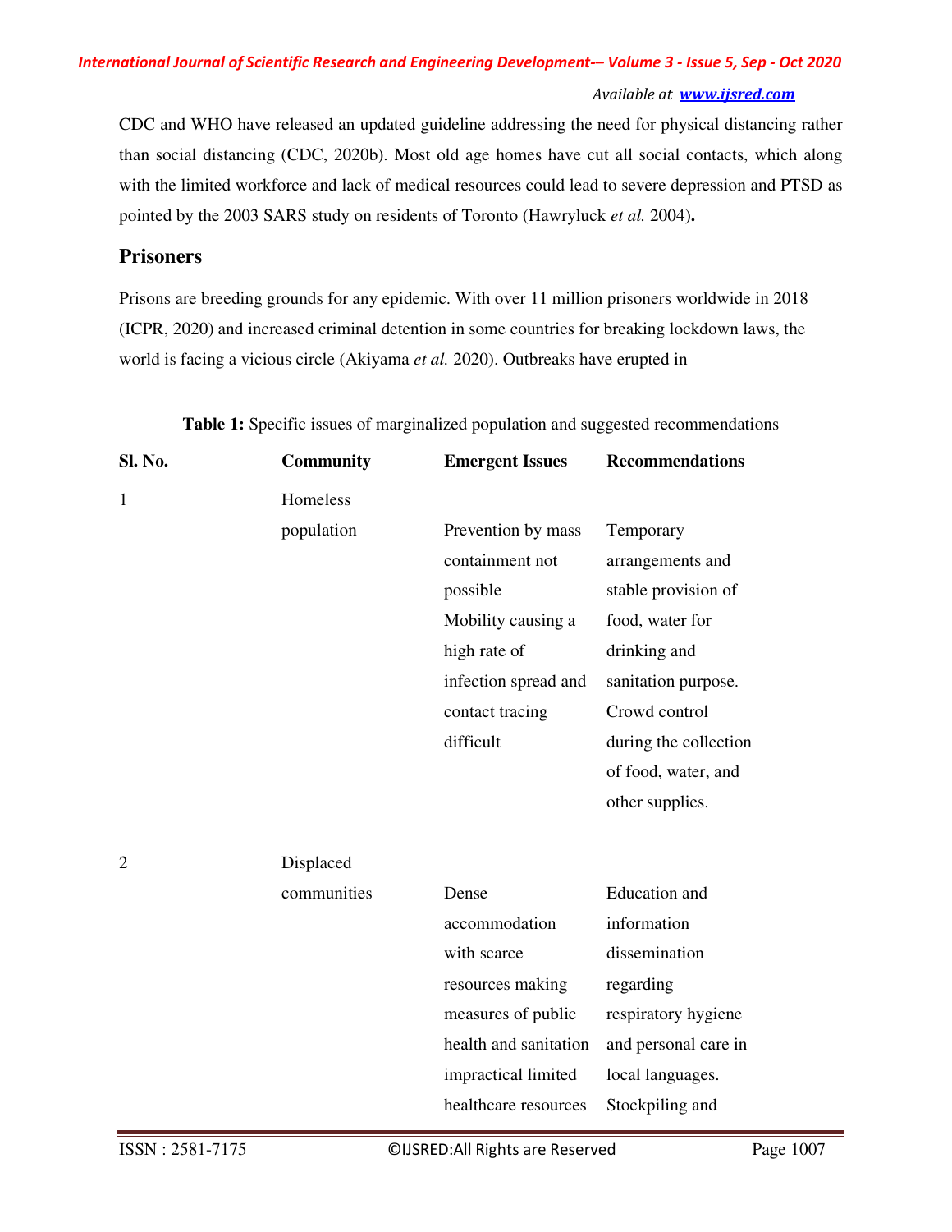CDC and WHO have released an updated guideline addressing the need for physical distancing rather than social distancing (CDC, 2020b). Most old age homes have cut all social contacts, which along with the limited workforce and lack of medical resources could lead to severe depression and PTSD as pointed by the 2003 SARS study on residents of Toronto (Hawryluck *et al.* 2004)**.**

## Prisoners

Prisons are breeding grounds for any epidemic. With over 11 million prisoners worldwide in 2018 (ICPR, 2020) and increased criminal detention in some countries for breaking lockdown laws, the world is facing a vicious circle (Akiyama *et al.* 2020). Outbreaks have erupted in

**Table 1:** Specific issues of marginalized population and suggested recommendations

| Sl. No. | Community | Emergent Issues | Recommendations |
|---|---|---|---|
| 1 | Homeless population | Prevention by mass containment not possible Mobility causing a high rate of infection spread and contact tracing difficult | Temporary arrangements and stable provision of food, water for drinking and sanitation purpose. Crowd control during the collection of food, water, and other supplies. |
| 2 | Displaced communities | Dense accommodation with scarce resources making measures of public health and sanitation impractical limited healthcare resources | Education and information dissemination regarding respiratory hygiene and personal care in local languages. Stockpiling and |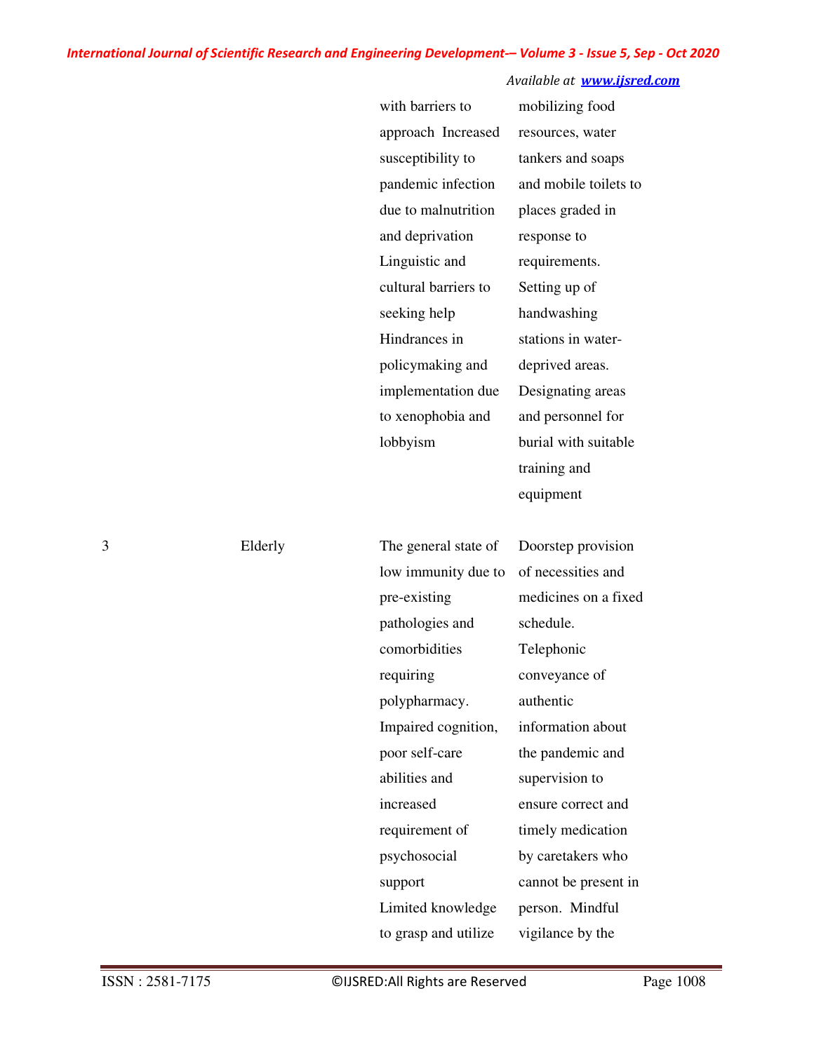| | | | |
|---|---|---|---|
| | | with barriers to approach Increased susceptibility to pandemic infection due to malnutrition and deprivation Linguistic and cultural barriers to seeking help Hindrances in policymaking and implementation due to xenophobia and lobbyism | mobilizing food resources, water tankers and soaps and mobile toilets to places graded in response to requirements. Setting up of handwashing stations in water-deprived areas. Designating areas and personnel for burial with suitable training and equipment |
| 3 | Elderly | The general state of low immunity due to pre-existing pathologies and comorbidities requiring polypharmacy. Impaired cognition, poor self-care abilities and increased requirement of psychosocial support Limited knowledge to grasp and utilize | Doorstep provision of necessities and medicines on a fixed schedule. Telephonic conveyance of authentic information about the pandemic and supervision to ensure correct and timely medication by caretakers who cannot be present in person. Mindful vigilance by the |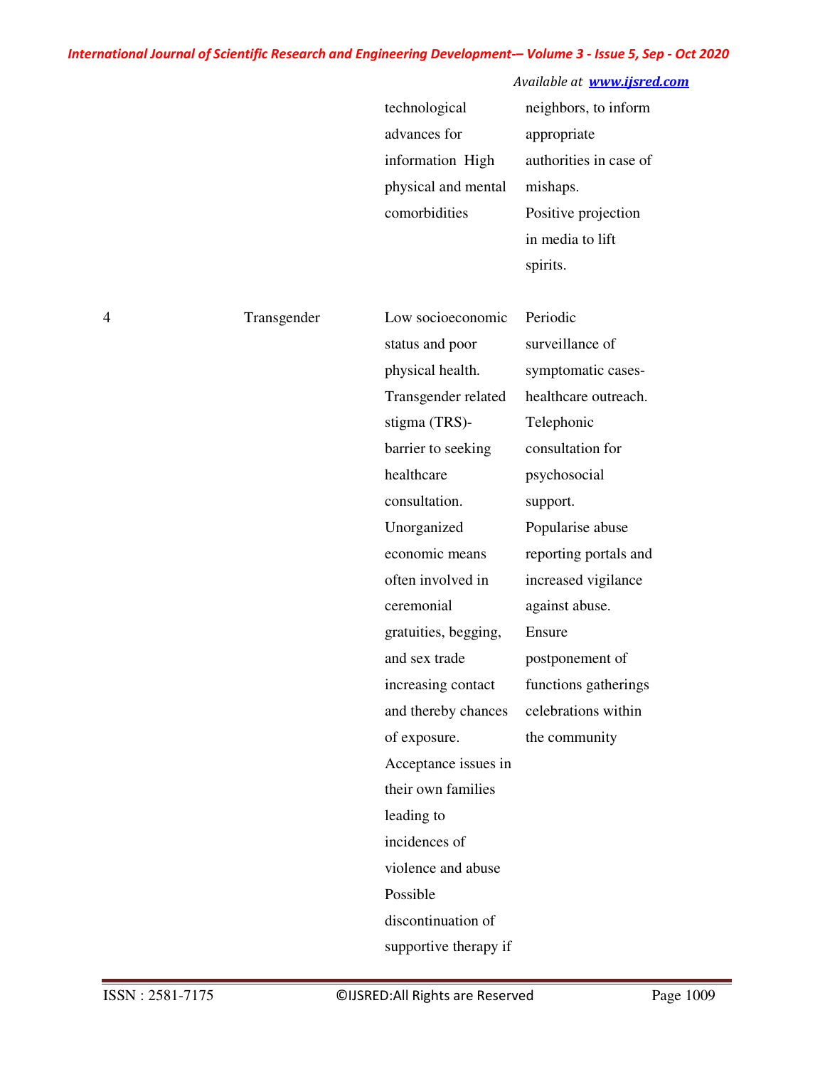| | | | |
|---|---|---|---|
| | | technological advances for information High physical and mental comorbidities | neighbors, to inform appropriate authorities in case of mishaps. Positive projection in media to lift spirits. |
| 4 | Transgender | Low socioeconomic status and poor physical health. Transgender related stigma (TRS)- barrier to seeking healthcare consultation. Unorganized economic means often involved in ceremonial gratuities, begging, and sex trade increasing contact and thereby chances of exposure. Acceptance issues in their own families leading to incidences of violence and abuse Possible discontinuation of supportive therapy if | Periodic surveillance of symptomatic cases- healthcare outreach. Telephonic consultation for psychosocial support. Popularise abuse reporting portals and increased vigilance against abuse. Ensure postponement of functions gatherings celebrations within the community |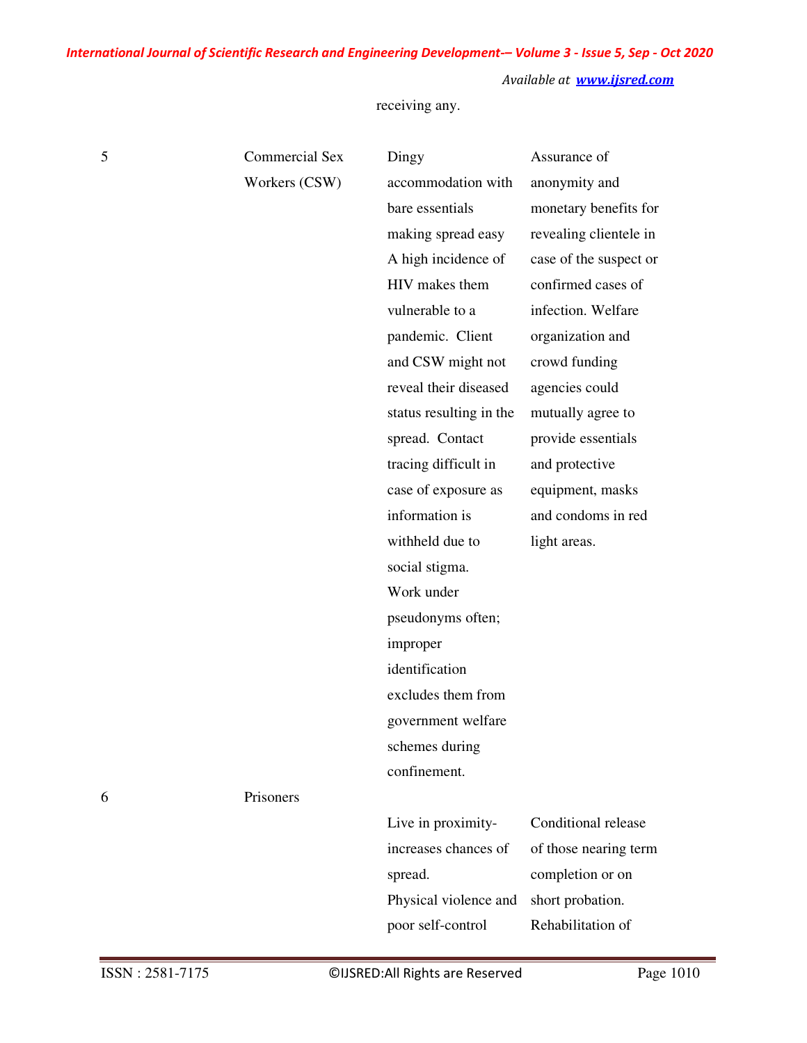receiving any.

| | | | |
|---|---|---|---|
| 5 | Commercial Sex Workers (CSW) | Dingy accommodation with bare essentials making spread easy A high incidence of HIV makes them vulnerable to a pandemic. Client and CSW might not reveal their diseased status resulting in the spread. Contact tracing difficult in case of exposure as information is withheld due to social stigma. Work under pseudonyms often; improper identification excludes them from government welfare schemes during confinement. | Assurance of anonymity and monetary benefits for revealing clientele in case of the suspect or confirmed cases of infection. Welfare organization and crowd funding agencies could mutually agree to provide essentials and protective equipment, masks and condoms in red light areas. |
| 6 | Prisoners | Live in proximity- increases chances of spread. Physical violence and poor self-control | Conditional release of those nearing term completion or on short probation. Rehabilitation of |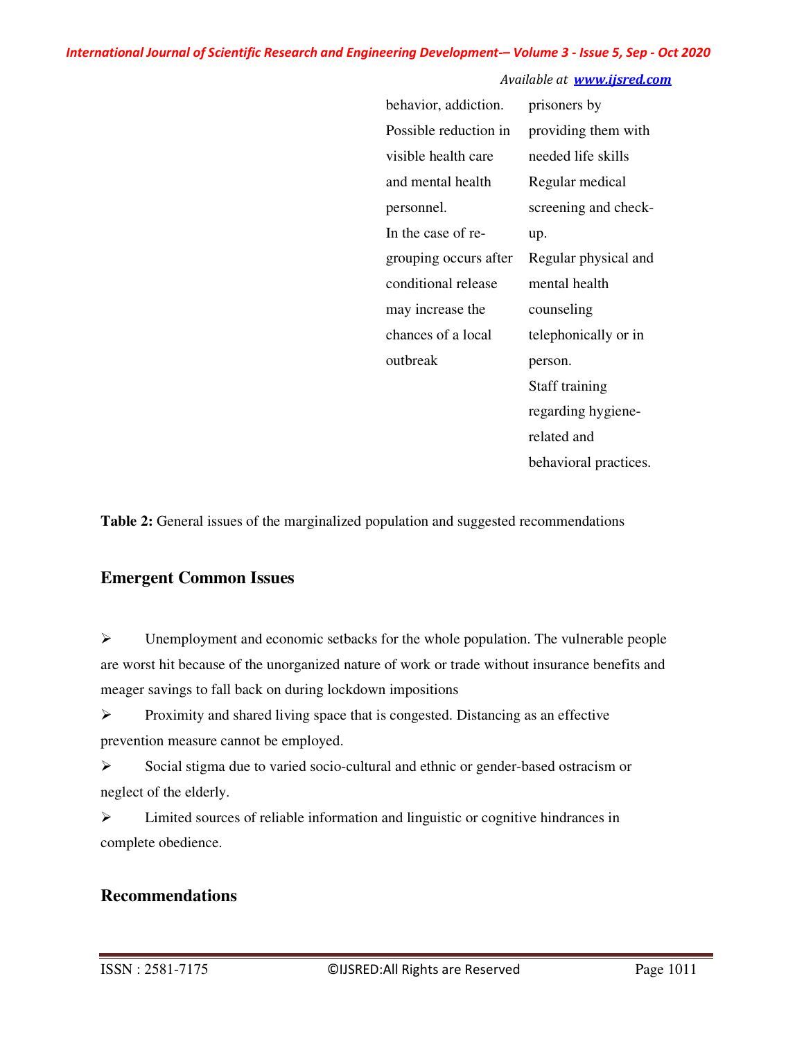| | | | |
|---|---|---|---|
| | | behavior, addiction. Possible reduction in visible health care and mental health personnel. In the case of re-grouping occurs after conditional release may increase the chances of a local outbreak | prisoners by providing them with needed life skills Regular medical screening and check-up. Regular physical and mental health counseling telephonically or in person. Staff training regarding hygiene-related and behavioral practices. |

**Table 2:** General issues of the marginalized population and suggested recommendations

## Emergent Common Issues

- Unemployment and economic setbacks for the whole population. The vulnerable people are worst hit because of the unorganized nature of work or trade without insurance benefits and meager savings to fall back on during lockdown impositions
- Proximity and shared living space that is congested. Distancing as an effective prevention measure cannot be employed.
- Social stigma due to varied socio-cultural and ethnic or gender-based ostracism or neglect of the elderly.
- Limited sources of reliable information and linguistic or cognitive hindrances in complete obedience.

## Recommendations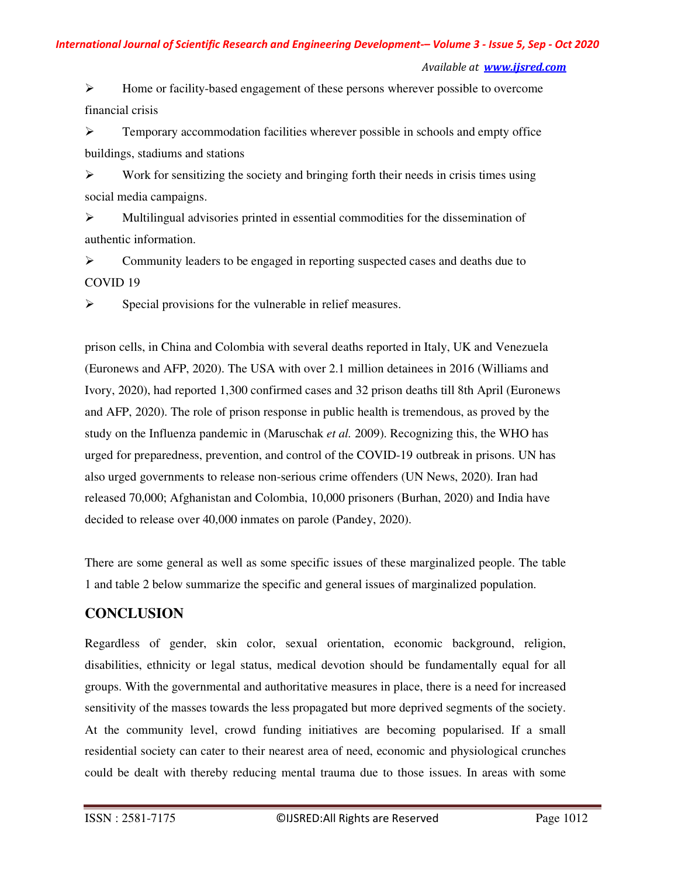- Home or facility-based engagement of these persons wherever possible to overcome financial crisis
- Temporary accommodation facilities wherever possible in schools and empty office buildings, stadiums and stations
- Work for sensitizing the society and bringing forth their needs in crisis times using social media campaigns.
- Multilingual advisories printed in essential commodities for the dissemination of authentic information.
- Community leaders to be engaged in reporting suspected cases and deaths due to COVID 19
- Special provisions for the vulnerable in relief measures.

prison cells, in China and Colombia with several deaths reported in Italy, UK and Venezuela (Euronews and AFP, 2020). The USA with over 2.1 million detainees in 2016 (Williams and Ivory, 2020), had reported 1,300 confirmed cases and 32 prison deaths till 8th April (Euronews and AFP, 2020). The role of prison response in public health is tremendous, as proved by the study on the Influenza pandemic in (Maruschak *et al.* 2009). Recognizing this, the WHO has urged for preparedness, prevention, and control of the COVID-19 outbreak in prisons. UN has also urged governments to release non-serious crime offenders (UN News, 2020). Iran had released 70,000; Afghanistan and Colombia, 10,000 prisoners (Burhan, 2020) and India have decided to release over 40,000 inmates on parole (Pandey, 2020).

There are some general as well as some specific issues of these marginalized people. The table 1 and table 2 below summarize the specific and general issues of marginalized population.

## CONCLUSION

Regardless of gender, skin color, sexual orientation, economic background, religion, disabilities, ethnicity or legal status, medical devotion should be fundamentally equal for all groups. With the governmental and authoritative measures in place, there is a need for increased sensitivity of the masses towards the less propagated but more deprived segments of the society. At the community level, crowd funding initiatives are becoming popularised. If a small residential society can cater to their nearest area of need, economic and physiological crunches could be dealt with thereby reducing mental trauma due to those issues. In areas with some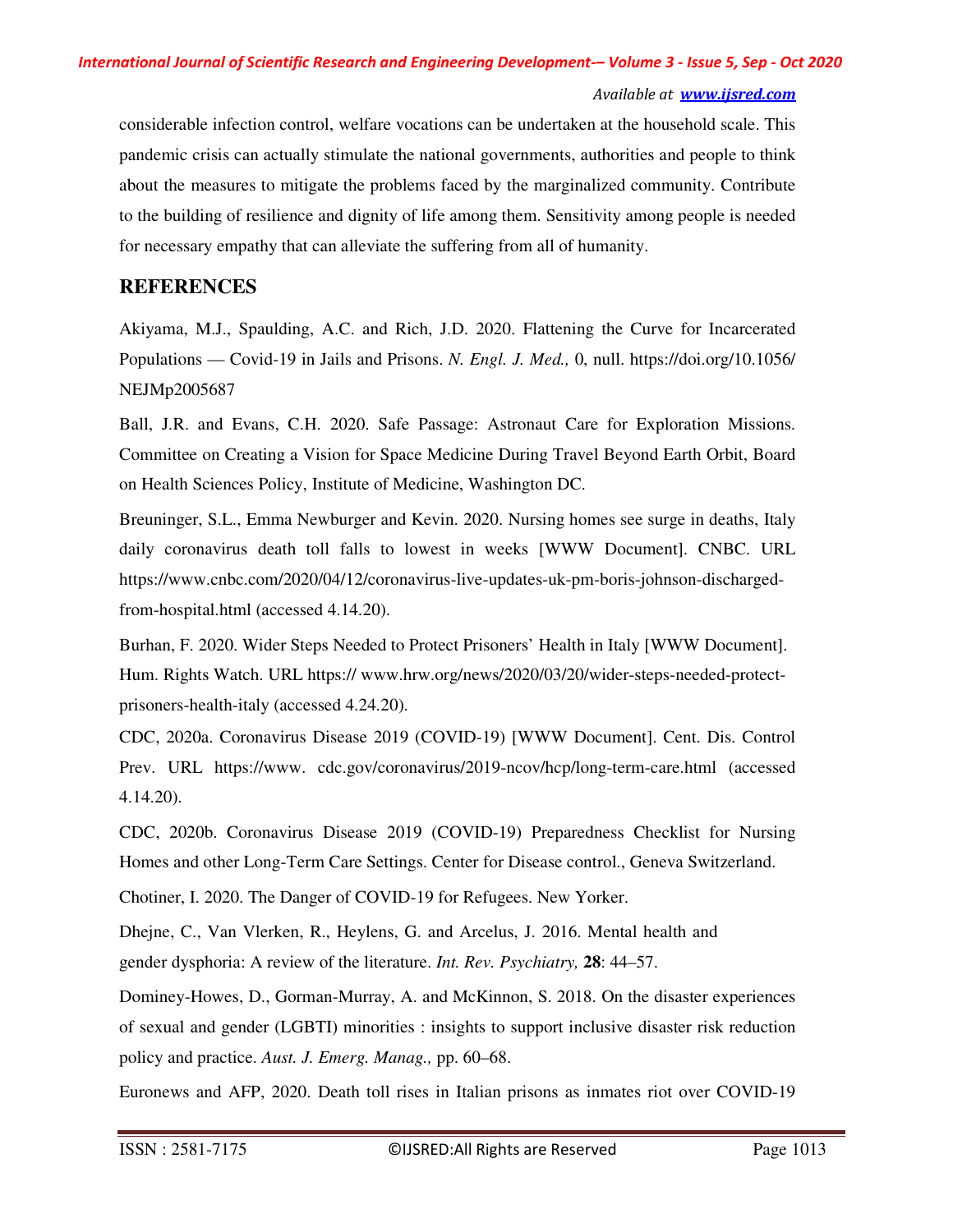considerable infection control, welfare vocations can be undertaken at the household scale. This pandemic crisis can actually stimulate the national governments, authorities and people to think about the measures to mitigate the problems faced by the marginalized community. Contribute to the building of resilience and dignity of life among them. Sensitivity among people is needed for necessary empathy that can alleviate the suffering from all of humanity.

## REFERENCES

Akiyama, M.J., Spaulding, A.C. and Rich, J.D. 2020. Flattening the Curve for Incarcerated Populations — Covid-19 in Jails and Prisons. *N. Engl. J. Med.,* 0, null. https://doi.org/10.1056/NEJMp2005687

Ball, J.R. and Evans, C.H. 2020. Safe Passage: Astronaut Care for Exploration Missions. Committee on Creating a Vision for Space Medicine During Travel Beyond Earth Orbit, Board on Health Sciences Policy, Institute of Medicine, Washington DC.

Breuninger, S.L., Emma Newburger and Kevin. 2020. Nursing homes see surge in deaths, Italy daily coronavirus death toll falls to lowest in weeks [WWW Document]. CNBC. URL https://www.cnbc.com/2020/04/12/coronavirus-live-updates-uk-pm-boris-johnson-discharged-from-hospital.html (accessed 4.14.20).

Burhan, F. 2020. Wider Steps Needed to Protect Prisoners' Health in Italy [WWW Document]. Hum. Rights Watch. URL https:// www.hrw.org/news/2020/03/20/wider-steps-needed-protect-prisoners-health-italy (accessed 4.24.20).

CDC, 2020a. Coronavirus Disease 2019 (COVID-19) [WWW Document]. Cent. Dis. Control Prev. URL https://www. cdc.gov/coronavirus/2019-ncov/hcp/long-term-care.html (accessed 4.14.20).

CDC, 2020b. Coronavirus Disease 2019 (COVID-19) Preparedness Checklist for Nursing Homes and other Long-Term Care Settings. Center for Disease control., Geneva Switzerland.

Chotiner, I. 2020. The Danger of COVID-19 for Refugees. New Yorker.

Dhejne, C., Van Vlerken, R., Heylens, G. and Arcelus, J. 2016. Mental health and gender dysphoria: A review of the literature. *Int. Rev. Psychiatry,* **28**: 44–57.

Dominey-Howes, D., Gorman-Murray, A. and McKinnon, S. 2018. On the disaster experiences of sexual and gender (LGBTI) minorities : insights to support inclusive disaster risk reduction policy and practice. *Aust. J. Emerg. Manag.,* pp. 60–68.

Euronews and AFP, 2020. Death toll rises in Italian prisons as inmates riot over COVID-19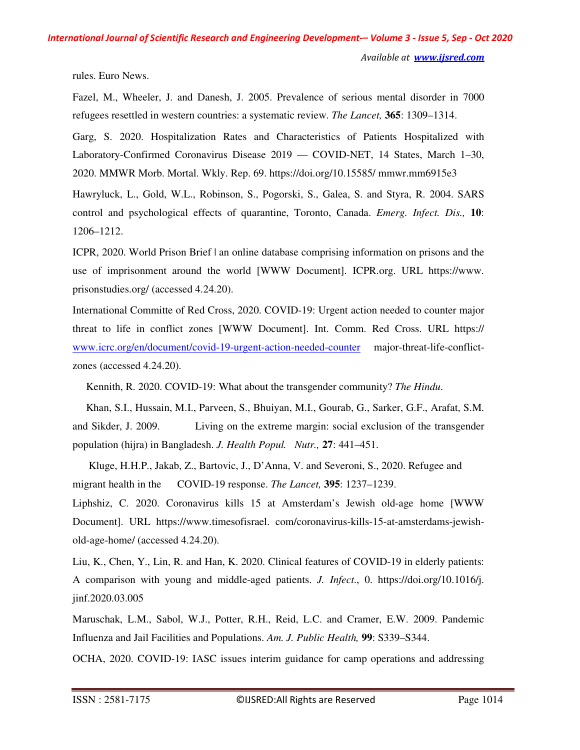rules. Euro News.

Fazel, M., Wheeler, J. and Danesh, J. 2005. Prevalence of serious mental disorder in 7000 refugees resettled in western countries: a systematic review. *The Lancet,* **365**: 1309–1314.

Garg, S. 2020. Hospitalization Rates and Characteristics of Patients Hospitalized with Laboratory-Confirmed Coronavirus Disease 2019 — COVID-NET, 14 States, March 1–30, 2020. MMWR Morb. Mortal. Wkly. Rep. 69. https://doi.org/10.15585/ mmwr.mm6915e3

Hawryluck, L., Gold, W.L., Robinson, S., Pogorski, S., Galea, S. and Styra, R. 2004. SARS control and psychological effects of quarantine, Toronto, Canada. *Emerg. Infect. Dis.,* **10**: 1206–1212.

ICPR, 2020. World Prison Brief | an online database comprising information on prisons and the use of imprisonment around the world [WWW Document]. ICPR.org. URL https://www. prisonstudies.org/ (accessed 4.24.20).

International Committe of Red Cross, 2020. COVID-19: Urgent action needed to counter major threat to life in conflict zones [WWW Document]. Int. Comm. Red Cross. URL https:// www.icrc.org/en/document/covid-19-urgent-action-needed-counter major-threat-life-conflict-zones (accessed 4.24.20).

Kennith, R. 2020. COVID-19: What about the transgender community? *The Hindu*.

Khan, S.I., Hussain, M.I., Parveen, S., Bhuiyan, M.I., Gourab, G., Sarker, G.F., Arafat, S.M. and Sikder, J. 2009. Living on the extreme margin: social exclusion of the transgender population (hijra) in Bangladesh. *J. Health Popul. Nutr.,* **27**: 441–451.

Kluge, H.H.P., Jakab, Z., Bartovic, J., D'Anna, V. and Severoni, S., 2020. Refugee and migrant health in the COVID-19 response. *The Lancet,* **395**: 1237–1239.

Liphshiz, C. 2020. Coronavirus kills 15 at Amsterdam's Jewish old-age home [WWW Document]. URL https://www.timesofisrael. com/coronavirus-kills-15-at-amsterdams-jewish-old-age-home/ (accessed 4.24.20).

Liu, K., Chen, Y., Lin, R. and Han, K. 2020. Clinical features of COVID-19 in elderly patients: A comparison with young and middle-aged patients. *J. Infect*., 0. https://doi.org/10.1016/j. jinf.2020.03.005

Maruschak, L.M., Sabol, W.J., Potter, R.H., Reid, L.C. and Cramer, E.W. 2009. Pandemic Influenza and Jail Facilities and Populations. *Am. J. Public Health,* **99**: S339–S344.

OCHA, 2020. COVID-19: IASC issues interim guidance for camp operations and addressing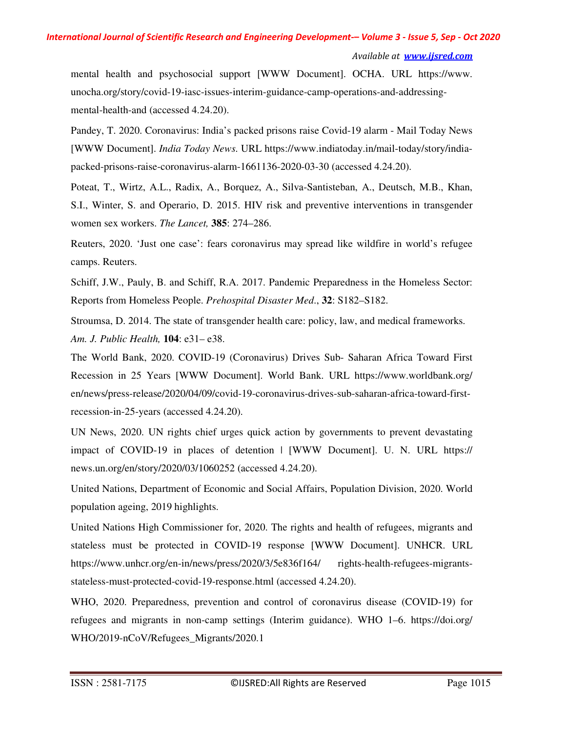mental health and psychosocial support [WWW Document]. OCHA. URL https://www. unocha.org/story/covid-19-iasc-issues-interim-guidance-camp-operations-and-addressing-mental-health-and (accessed 4.24.20).

Pandey, T. 2020. Coronavirus: India's packed prisons raise Covid-19 alarm - Mail Today News [WWW Document]. *India Today News.* URL https://www.indiatoday.in/mail-today/story/india-packed-prisons-raise-coronavirus-alarm-1661136-2020-03-30 (accessed 4.24.20).

Poteat, T., Wirtz, A.L., Radix, A., Borquez, A., Silva-Santisteban, A., Deutsch, M.B., Khan, S.I., Winter, S. and Operario, D. 2015. HIV risk and preventive interventions in transgender women sex workers. *The Lancet,* **385**: 274–286.

Reuters, 2020. 'Just one case': fears coronavirus may spread like wildfire in world's refugee camps. Reuters.

Schiff, J.W., Pauly, B. and Schiff, R.A. 2017. Pandemic Preparedness in the Homeless Sector: Reports from Homeless People. *Prehospital Disaster Med.*, **32**: S182–S182.

Stroumsa, D. 2014. The state of transgender health care: policy, law, and medical frameworks. *Am. J. Public Health,* **104**: e31– e38.

The World Bank, 2020. COVID-19 (Coronavirus) Drives Sub- Saharan Africa Toward First Recession in 25 Years [WWW Document]. World Bank. URL https://www.worldbank.org/ en/news/press-release/2020/04/09/covid-19-coronavirus-drives-sub-saharan-africa-toward-first-recession-in-25-years (accessed 4.24.20).

UN News, 2020. UN rights chief urges quick action by governments to prevent devastating impact of COVID-19 in places of detention | [WWW Document]. U. N. URL https:// news.un.org/en/story/2020/03/1060252 (accessed 4.24.20).

United Nations, Department of Economic and Social Affairs, Population Division, 2020. World population ageing, 2019 highlights.

United Nations High Commissioner for, 2020. The rights and health of refugees, migrants and stateless must be protected in COVID-19 response [WWW Document]. UNHCR. URL https://www.unhcr.org/en-in/news/press/2020/3/5e836f164/ rights-health-refugees-migrants-stateless-must-protected-covid-19-response.html (accessed 4.24.20).

WHO, 2020. Preparedness, prevention and control of coronavirus disease (COVID-19) for refugees and migrants in non-camp settings (Interim guidance). WHO 1–6. https://doi.org/ WHO/2019-nCoV/Refugees_Migrants/2020.1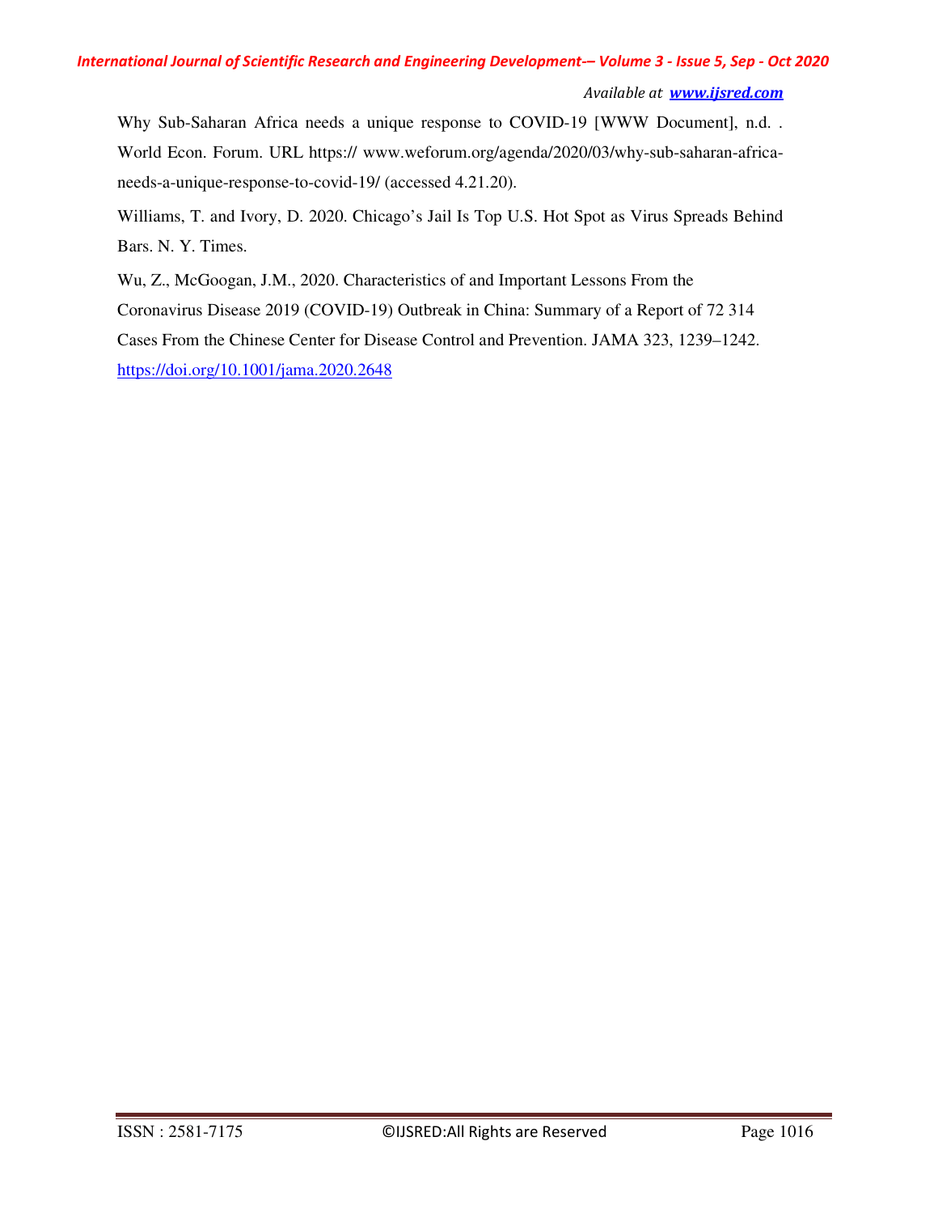Why Sub-Saharan Africa needs a unique response to COVID-19 [WWW Document], n.d. . World Econ. Forum. URL https:// www.weforum.org/agenda/2020/03/why-sub-saharan-africa-needs-a-unique-response-to-covid-19/ (accessed 4.21.20).

Williams, T. and Ivory, D. 2020. Chicago's Jail Is Top U.S. Hot Spot as Virus Spreads Behind Bars. N. Y. Times.

Wu, Z., McGoogan, J.M., 2020. Characteristics of and Important Lessons From the Coronavirus Disease 2019 (COVID-19) Outbreak in China: Summary of a Report of 72 314 Cases From the Chinese Center for Disease Control and Prevention. JAMA 323, 1239–1242. https://doi.org/10.1001/jama.2020.2648